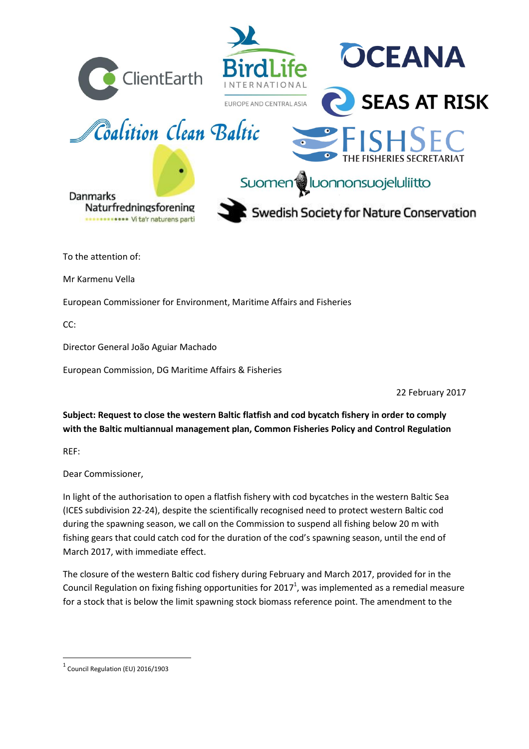To the attention of:

Mr Karmenu Vella

European Commissioner for Environment, Maritime Affairs and Fisheries

CC:

Director General João Aguiar Machado

European Commission, DG Maritime Affairs & Fisheries

22 February 2017

**Subject: Request to close the western Baltic flatfish and cod bycatch fishery in order to comply with the Baltic multiannual management plan, Common Fisheries Policy and Control Regulation**

REF:

Dear Commissioner,

In light of the authorisation to open a flatfish fishery with cod bycatches in the western Baltic Sea (ICES subdivision 22-24), despite the scientifically recognised need to protect western Baltic cod during the spawning season, we call on the Commission to suspend all fishing below 20 m with fishing gears that could catch cod for the duration of the cod's spawning season, until the end of March 2017, with immediate effect.

The closure of the western Baltic cod fishery during February and March 2017, provided for in the Council Regulation on fixing fishing opportunities for 2017[1], was implemented as a remedial measure for a stock that is below the limit spawning stock biomass reference point. The amendment to the

[1] Council Regulation (EU) 2016/1903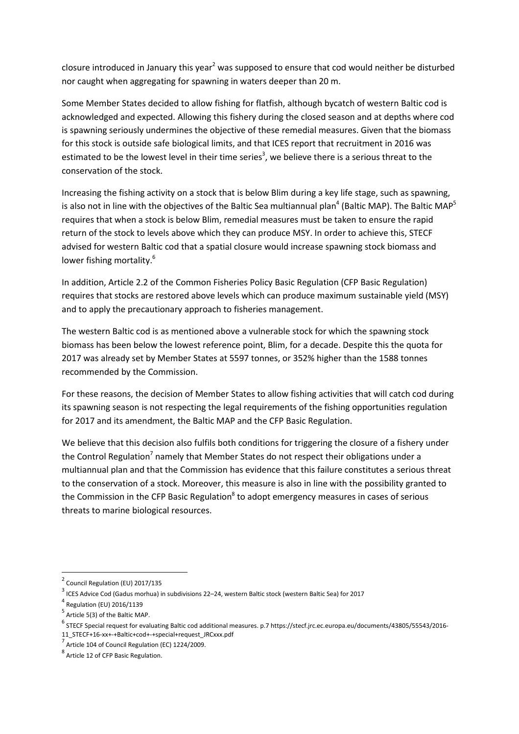closure introduced in January this year[2] was supposed to ensure that cod would neither be disturbed nor caught when aggregating for spawning in waters deeper than 20 m.

Some Member States decided to allow fishing for flatfish, although bycatch of western Baltic cod is acknowledged and expected. Allowing this fishery during the closed season and at depths where cod is spawning seriously undermines the objective of these remedial measures. Given that the biomass for this stock is outside safe biological limits, and that ICES report that recruitment in 2016 was estimated to be the lowest level in their time series[3], we believe there is a serious threat to the conservation of the stock.

Increasing the fishing activity on a stock that is below Blim during a key life stage, such as spawning, is also not in line with the objectives of the Baltic Sea multiannual plan[4] (Baltic MAP). The Baltic MAP[5] requires that when a stock is below Blim, remedial measures must be taken to ensure the rapid return of the stock to levels above which they can produce MSY. In order to achieve this, STECF advised for western Baltic cod that a spatial closure would increase spawning stock biomass and lower fishing mortality.[6]

In addition, Article 2.2 of the Common Fisheries Policy Basic Regulation (CFP Basic Regulation) requires that stocks are restored above levels which can produce maximum sustainable yield (MSY) and to apply the precautionary approach to fisheries management.

The western Baltic cod is as mentioned above a vulnerable stock for which the spawning stock biomass has been below the lowest reference point, Blim, for a decade. Despite this the quota for 2017 was already set by Member States at 5597 tonnes, or 352% higher than the 1588 tonnes recommended by the Commission.

For these reasons, the decision of Member States to allow fishing activities that will catch cod during its spawning season is not respecting the legal requirements of the fishing opportunities regulation for 2017 and its amendment, the Baltic MAP and the CFP Basic Regulation.

We believe that this decision also fulfils both conditions for triggering the closure of a fishery under the Control Regulation[7] namely that Member States do not respect their obligations under a multiannual plan and that the Commission has evidence that this failure constitutes a serious threat to the conservation of a stock. Moreover, this measure is also in line with the possibility granted to the Commission in the CFP Basic Regulation[8] to adopt emergency measures in cases of serious threats to marine biological resources.

---

[2] Council Regulation (EU) 2017/135

[3] ICES Advice Cod (Gadus morhua) in subdivisions 22–24, western Baltic stock (western Baltic Sea) for 2017

[4] Regulation (EU) 2016/1139

[5] Article 5(3) of the Baltic MAP.

[6] STECF Special request for evaluating Baltic cod additional measures. p.7 https://stecf.jrc.ec.europa.eu/documents/43805/55543/2016-11_STECF+16-xx+-+Baltic+cod+-+special+request_JRCxxx.pdf

[7] Article 104 of Council Regulation (EC) 1224/2009.

[8] Article 12 of CFP Basic Regulation.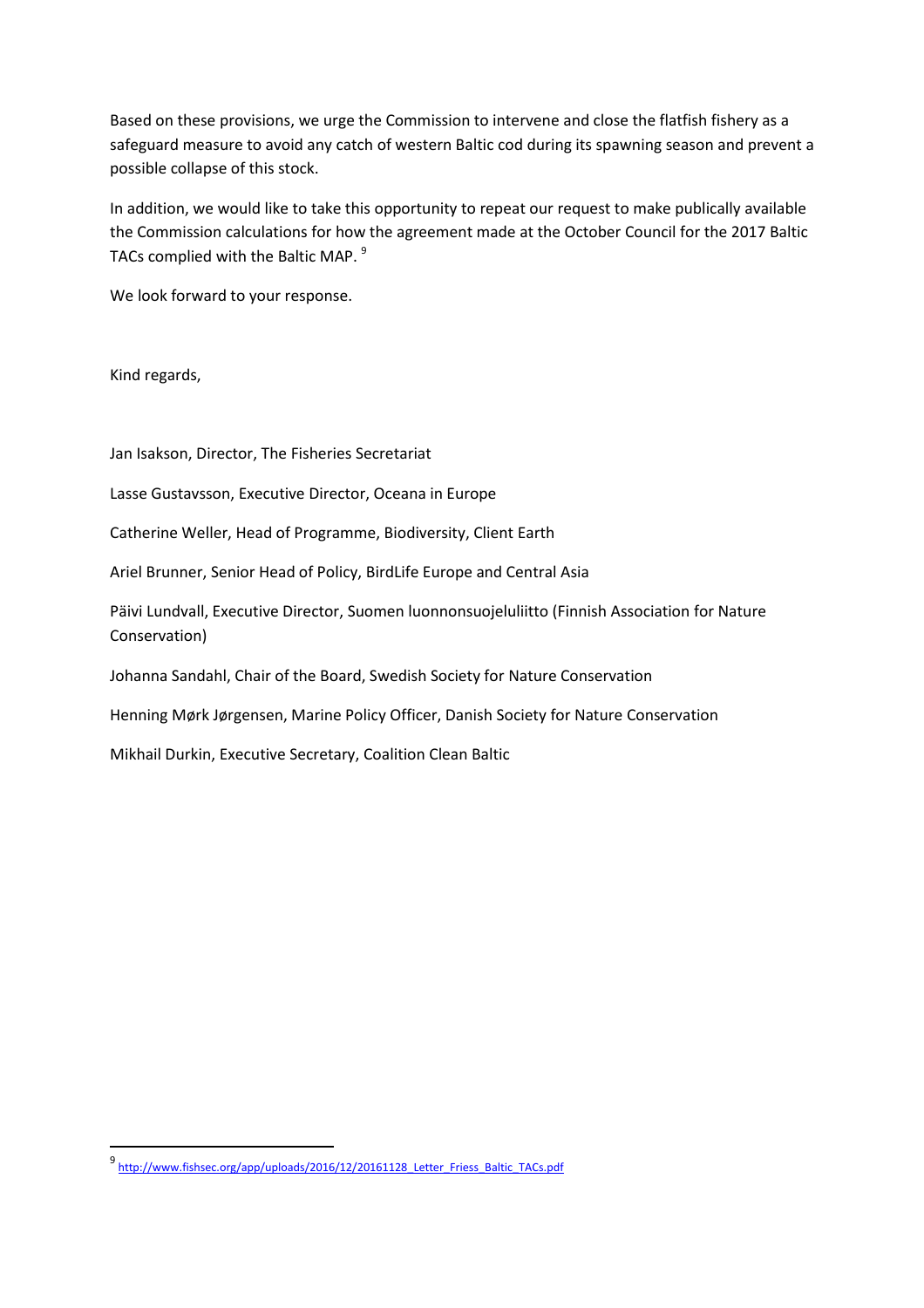Based on these provisions, we urge the Commission to intervene and close the flatfish fishery as a safeguard measure to avoid any catch of western Baltic cod during its spawning season and prevent a possible collapse of this stock.

In addition, we would like to take this opportunity to repeat our request to make publically available the Commission calculations for how the agreement made at the October Council for the 2017 Baltic TACs complied with the Baltic MAP. [9]

We look forward to your response.

Kind regards,

Jan Isakson, Director, The Fisheries Secretariat

Lasse Gustavsson, Executive Director, Oceana in Europe

Catherine Weller, Head of Programme, Biodiversity, Client Earth

Ariel Brunner, Senior Head of Policy, BirdLife Europe and Central Asia

Päivi Lundvall, Executive Director, Suomen luonnonsuojeluliitto (Finnish Association for Nature Conservation)

Johanna Sandahl, Chair of the Board, Swedish Society for Nature Conservation

Henning Mørk Jørgensen, Marine Policy Officer, Danish Society for Nature Conservation

Mikhail Durkin, Executive Secretary, Coalition Clean Baltic

---

[9] http://www.fishsec.org/app/uploads/2016/12/20161128_Letter_Friess_Baltic_TACs.pdf